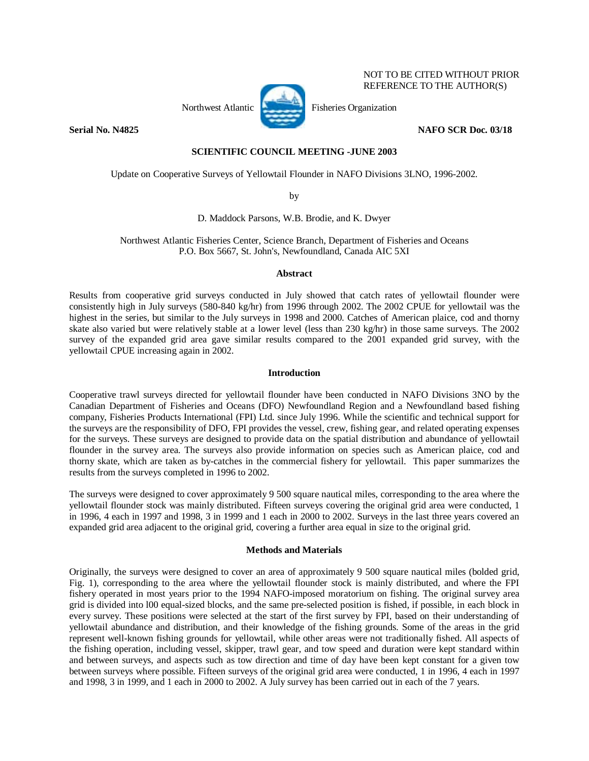NOT TO BE CITED WITHOUT PRIOR REFERENCE TO THE AUTHOR(S)

Northwest Atlantic Fisheries Organization

**Serial No. N4825** **NAFO SCR Doc. 03/18**

**SCIENTIFIC COUNCIL MEETING -JUNE 2003**

Update on Cooperative Surveys of Yellowtail Flounder in NAFO Divisions 3LNO, 1996-2002.

by

D. Maddock Parsons, W.B. Brodie, and K. Dwyer

Northwest Atlantic Fisheries Center, Science Branch, Department of Fisheries and Oceans
P.O. Box 5667, St. John's, Newfoundland, Canada AIC 5XI

## Abstract

Results from cooperative grid surveys conducted in July showed that catch rates of yellowtail flounder were consistently high in July surveys (580-840 kg/hr) from 1996 through 2002. The 2002 CPUE for yellowtail was the highest in the series, but similar to the July surveys in 1998 and 2000. Catches of American plaice, cod and thorny skate also varied but were relatively stable at a lower level (less than 230 kg/hr) in those same surveys. The 2002 survey of the expanded grid area gave similar results compared to the 2001 expanded grid survey, with the yellowtail CPUE increasing again in 2002.

## Introduction

Cooperative trawl surveys directed for yellowtail flounder have been conducted in NAFO Divisions 3NO by the Canadian Department of Fisheries and Oceans (DFO) Newfoundland Region and a Newfoundland based fishing company, Fisheries Products International (FPI) Ltd. since July 1996. While the scientific and technical support for the surveys are the responsibility of DFO, FPI provides the vessel, crew, fishing gear, and related operating expenses for the surveys. These surveys are designed to provide data on the spatial distribution and abundance of yellowtail flounder in the survey area. The surveys also provide information on species such as American plaice, cod and thorny skate, which are taken as by-catches in the commercial fishery for yellowtail. This paper summarizes the results from the surveys completed in 1996 to 2002.

The surveys were designed to cover approximately 9 500 square nautical miles, corresponding to the area where the yellowtail flounder stock was mainly distributed. Fifteen surveys covering the original grid area were conducted, 1 in 1996, 4 each in 1997 and 1998, 3 in 1999 and 1 each in 2000 to 2002. Surveys in the last three years covered an expanded grid area adjacent to the original grid, covering a further area equal in size to the original grid.

## Methods and Materials

Originally, the surveys were designed to cover an area of approximately 9 500 square nautical miles (bolded grid, Fig. 1), corresponding to the area where the yellowtail flounder stock is mainly distributed, and where the FPI fishery operated in most years prior to the 1994 NAFO-imposed moratorium on fishing. The original survey area grid is divided into l00 equal-sized blocks, and the same pre-selected position is fished, if possible, in each block in every survey. These positions were selected at the start of the first survey by FPI, based on their understanding of yellowtail abundance and distribution, and their knowledge of the fishing grounds. Some of the areas in the grid represent well-known fishing grounds for yellowtail, while other areas were not traditionally fished. All aspects of the fishing operation, including vessel, skipper, trawl gear, and tow speed and duration were kept standard within and between surveys, and aspects such as tow direction and time of day have been kept constant for a given tow between surveys where possible. Fifteen surveys of the original grid area were conducted, 1 in 1996, 4 each in 1997 and 1998, 3 in 1999, and 1 each in 2000 to 2002. A July survey has been carried out in each of the 7 years.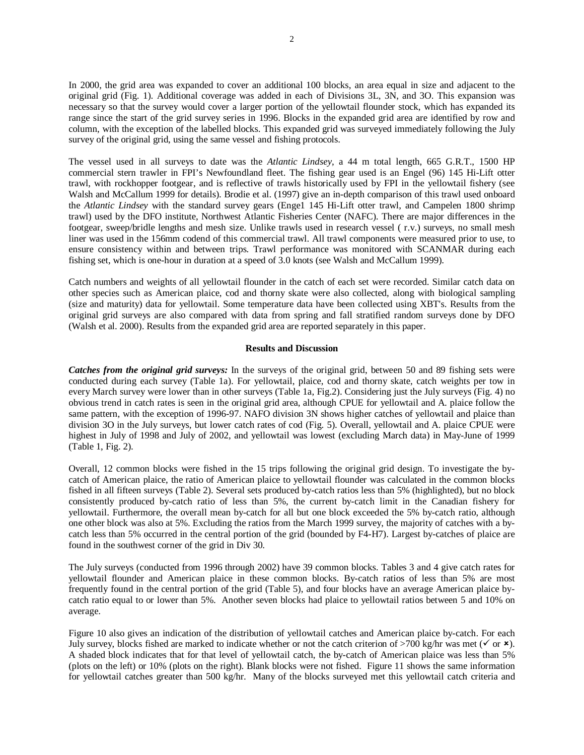In 2000, the grid area was expanded to cover an additional 100 blocks, an area equal in size and adjacent to the original grid (Fig. 1). Additional coverage was added in each of Divisions 3L, 3N, and 3O. This expansion was necessary so that the survey would cover a larger portion of the yellowtail flounder stock, which has expanded its range since the start of the grid survey series in 1996. Blocks in the expanded grid area are identified by row and column, with the exception of the labelled blocks. This expanded grid was surveyed immediately following the July survey of the original grid, using the same vessel and fishing protocols.

The vessel used in all surveys to date was the *Atlantic Lindsey*, a 44 m total length, 665 G.R.T., 1500 HP commercial stern trawler in FPI's Newfoundland fleet. The fishing gear used is an Engel (96) 145 Hi-Lift otter trawl, with rockhopper footgear, and is reflective of trawls historically used by FPI in the yellowtail fishery (see Walsh and McCallum 1999 for details). Brodie et al. (1997) give an in-depth comparison of this trawl used onboard the *Atlantic Lindsey* with the standard survey gears (Enge1 145 Hi-Lift otter trawl, and Campelen 1800 shrimp trawl) used by the DFO institute, Northwest Atlantic Fisheries Center (NAFC). There are major differences in the footgear, sweep/bridle lengths and mesh size. Unlike trawls used in research vessel ( r.v.) surveys, no small mesh liner was used in the 156mm codend of this commercial trawl. All trawl components were measured prior to use, to ensure consistency within and between trips. Trawl performance was monitored with SCANMAR during each fishing set, which is one-hour in duration at a speed of 3.0 knots (see Walsh and McCallum 1999).

Catch numbers and weights of all yellowtail flounder in the catch of each set were recorded. Similar catch data on other species such as American plaice, cod and thorny skate were also collected, along with biological sampling (size and maturity) data for yellowtail. Some temperature data have been collected using XBT's. Results from the original grid surveys are also compared with data from spring and fall stratified random surveys done by DFO (Walsh et al. 2000). Results from the expanded grid area are reported separately in this paper.

## Results and Discussion

***Catches from the original grid surveys:*** In the surveys of the original grid, between 50 and 89 fishing sets were conducted during each survey (Table 1a). For yellowtail, plaice, cod and thorny skate, catch weights per tow in every March survey were lower than in other surveys (Table 1a, Fig.2). Considering just the July surveys (Fig. 4) no obvious trend in catch rates is seen in the original grid area, although CPUE for yellowtail and A. plaice follow the same pattern, with the exception of 1996-97. NAFO division 3N shows higher catches of yellowtail and plaice than division 3O in the July surveys, but lower catch rates of cod (Fig. 5). Overall, yellowtail and A. plaice CPUE were highest in July of 1998 and July of 2002, and yellowtail was lowest (excluding March data) in May-June of 1999 (Table 1, Fig. 2).

Overall, 12 common blocks were fished in the 15 trips following the original grid design. To investigate the by-catch of American plaice, the ratio of American plaice to yellowtail flounder was calculated in the common blocks fished in all fifteen surveys (Table 2). Several sets produced by-catch ratios less than 5% (highlighted), but no block consistently produced by-catch ratio of less than 5%, the current by-catch limit in the Canadian fishery for yellowtail. Furthermore, the overall mean by-catch for all but one block exceeded the 5% by-catch ratio, although one other block was also at 5%. Excluding the ratios from the March 1999 survey, the majority of catches with a by-catch less than 5% occurred in the central portion of the grid (bounded by F4-H7). Largest by-catches of plaice are found in the southwest corner of the grid in Div 30.

The July surveys (conducted from 1996 through 2002) have 39 common blocks. Tables 3 and 4 give catch rates for yellowtail flounder and American plaice in these common blocks. By-catch ratios of less than 5% are most frequently found in the central portion of the grid (Table 5), and four blocks have an average American plaice by-catch ratio equal to or lower than 5%. Another seven blocks had plaice to yellowtail ratios between 5 and 10% on average.

Figure 10 also gives an indication of the distribution of yellowtail catches and American plaice by-catch. For each July survey, blocks fished are marked to indicate whether or not the catch criterion of >700 kg/hr was met (✓ or ✗). A shaded block indicates that for that level of yellowtail catch, the by-catch of American plaice was less than 5% (plots on the left) or 10% (plots on the right). Blank blocks were not fished. Figure 11 shows the same information for yellowtail catches greater than 500 kg/hr. Many of the blocks surveyed met this yellowtail catch criteria and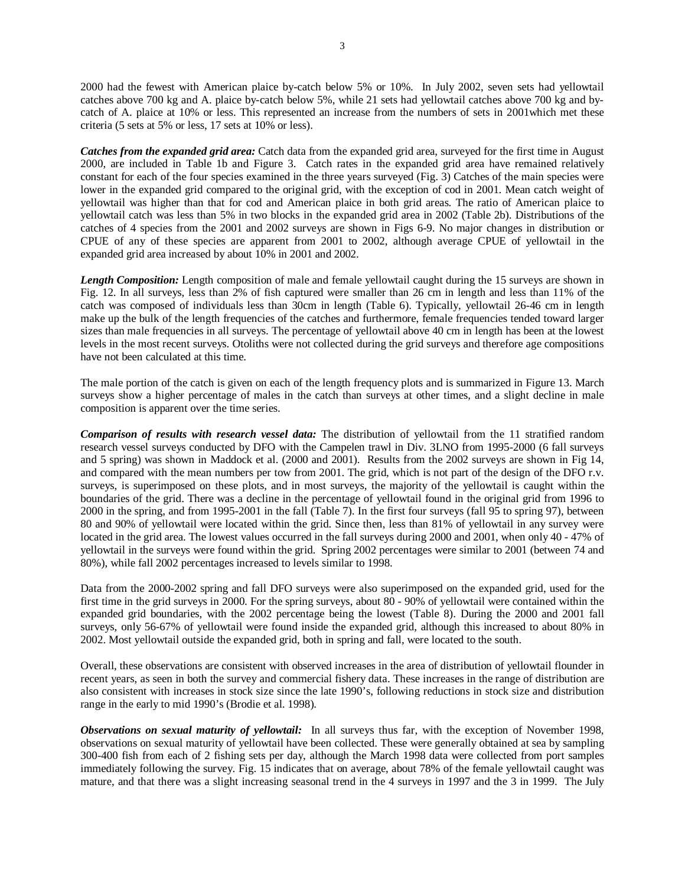2000 had the fewest with American plaice by-catch below 5% or 10%. In July 2002, seven sets had yellowtail catches above 700 kg and A. plaice by-catch below 5%, while 21 sets had yellowtail catches above 700 kg and by-catch of A. plaice at 10% or less. This represented an increase from the numbers of sets in 2001which met these criteria (5 sets at 5% or less, 17 sets at 10% or less).

***Catches from the expanded grid area:*** Catch data from the expanded grid area, surveyed for the first time in August 2000, are included in Table 1b and Figure 3. Catch rates in the expanded grid area have remained relatively constant for each of the four species examined in the three years surveyed (Fig. 3) Catches of the main species were lower in the expanded grid compared to the original grid, with the exception of cod in 2001. Mean catch weight of yellowtail was higher than that for cod and American plaice in both grid areas. The ratio of American plaice to yellowtail catch was less than 5% in two blocks in the expanded grid area in 2002 (Table 2b). Distributions of the catches of 4 species from the 2001 and 2002 surveys are shown in Figs 6-9. No major changes in distribution or CPUE of any of these species are apparent from 2001 to 2002, although average CPUE of yellowtail in the expanded grid area increased by about 10% in 2001 and 2002.

***Length Composition:*** Length composition of male and female yellowtail caught during the 15 surveys are shown in Fig. 12. In all surveys, less than 2% of fish captured were smaller than 26 cm in length and less than 11% of the catch was composed of individuals less than 30cm in length (Table 6). Typically, yellowtail 26-46 cm in length make up the bulk of the length frequencies of the catches and furthermore, female frequencies tended toward larger sizes than male frequencies in all surveys. The percentage of yellowtail above 40 cm in length has been at the lowest levels in the most recent surveys. Otoliths were not collected during the grid surveys and therefore age compositions have not been calculated at this time.

The male portion of the catch is given on each of the length frequency plots and is summarized in Figure 13. March surveys show a higher percentage of males in the catch than surveys at other times, and a slight decline in male composition is apparent over the time series.

***Comparison of results with research vessel data:*** The distribution of yellowtail from the 11 stratified random research vessel surveys conducted by DFO with the Campelen trawl in Div. 3LNO from 1995-2000 (6 fall surveys and 5 spring) was shown in Maddock et al. (2000 and 2001). Results from the 2002 surveys are shown in Fig 14, and compared with the mean numbers per tow from 2001. The grid, which is not part of the design of the DFO r.v. surveys, is superimposed on these plots, and in most surveys, the majority of the yellowtail is caught within the boundaries of the grid. There was a decline in the percentage of yellowtail found in the original grid from 1996 to 2000 in the spring, and from 1995-2001 in the fall (Table 7). In the first four surveys (fall 95 to spring 97), between 80 and 90% of yellowtail were located within the grid. Since then, less than 81% of yellowtail in any survey were located in the grid area. The lowest values occurred in the fall surveys during 2000 and 2001, when only 40 - 47% of yellowtail in the surveys were found within the grid. Spring 2002 percentages were similar to 2001 (between 74 and 80%), while fall 2002 percentages increased to levels similar to 1998.

Data from the 2000-2002 spring and fall DFO surveys were also superimposed on the expanded grid, used for the first time in the grid surveys in 2000. For the spring surveys, about 80 - 90% of yellowtail were contained within the expanded grid boundaries, with the 2002 percentage being the lowest (Table 8). During the 2000 and 2001 fall surveys, only 56-67% of yellowtail were found inside the expanded grid, although this increased to about 80% in 2002. Most yellowtail outside the expanded grid, both in spring and fall, were located to the south.

Overall, these observations are consistent with observed increases in the area of distribution of yellowtail flounder in recent years, as seen in both the survey and commercial fishery data. These increases in the range of distribution are also consistent with increases in stock size since the late 1990's, following reductions in stock size and distribution range in the early to mid 1990's (Brodie et al. 1998).

***Observations on sexual maturity of yellowtail:*** In all surveys thus far, with the exception of November 1998, observations on sexual maturity of yellowtail have been collected. These were generally obtained at sea by sampling 300-400 fish from each of 2 fishing sets per day, although the March 1998 data were collected from port samples immediately following the survey. Fig. 15 indicates that on average, about 78% of the female yellowtail caught was mature, and that there was a slight increasing seasonal trend in the 4 surveys in 1997 and the 3 in 1999. The July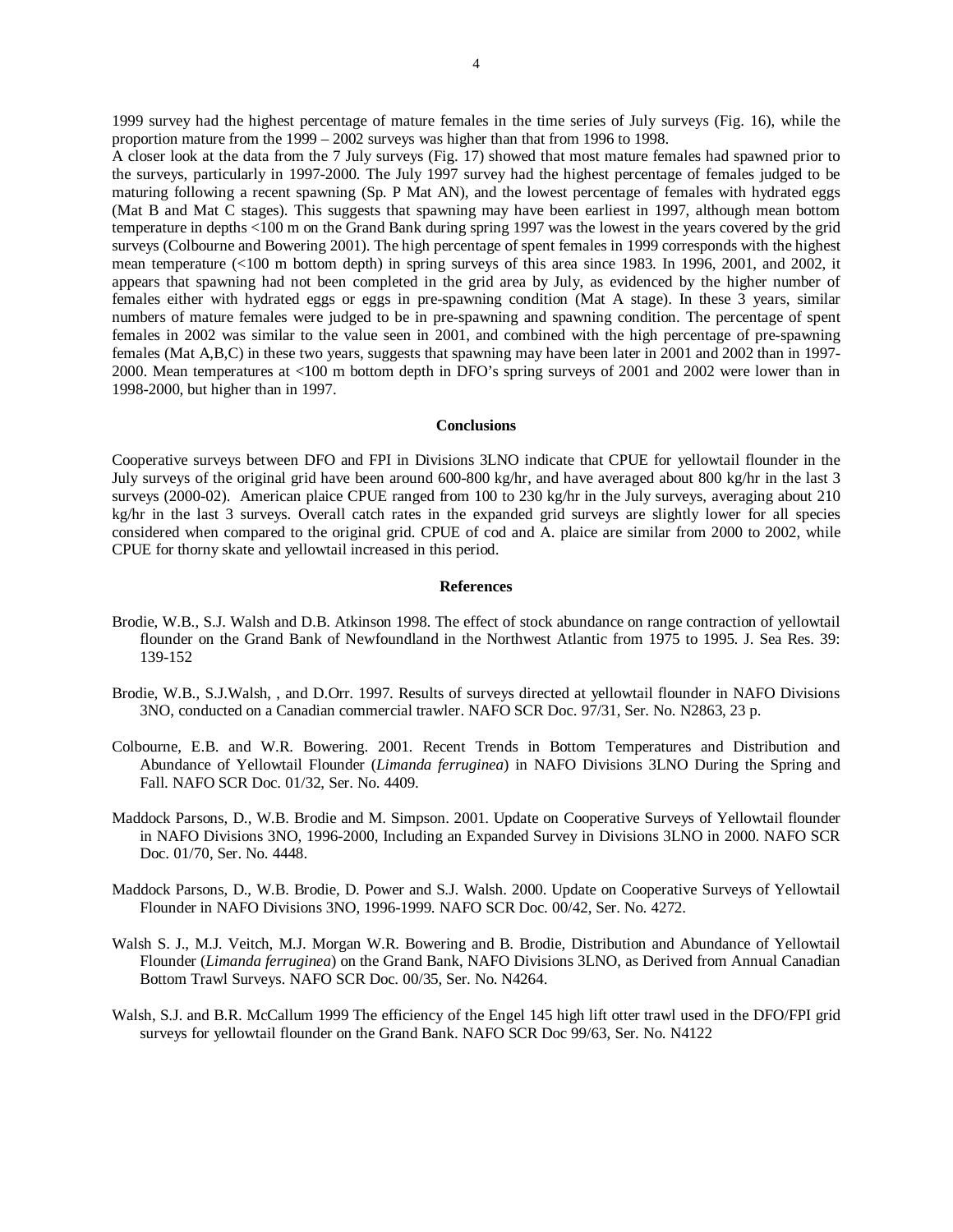1999 survey had the highest percentage of mature females in the time series of July surveys (Fig. 16), while the proportion mature from the 1999 – 2002 surveys was higher than that from 1996 to 1998.

A closer look at the data from the 7 July surveys (Fig. 17) showed that most mature females had spawned prior to the surveys, particularly in 1997-2000. The July 1997 survey had the highest percentage of females judged to be maturing following a recent spawning (Sp. P Mat AN), and the lowest percentage of females with hydrated eggs (Mat B and Mat C stages). This suggests that spawning may have been earliest in 1997, although mean bottom temperature in depths <100 m on the Grand Bank during spring 1997 was the lowest in the years covered by the grid surveys (Colbourne and Bowering 2001). The high percentage of spent females in 1999 corresponds with the highest mean temperature (<100 m bottom depth) in spring surveys of this area since 1983. In 1996, 2001, and 2002, it appears that spawning had not been completed in the grid area by July, as evidenced by the higher number of females either with hydrated eggs or eggs in pre-spawning condition (Mat A stage). In these 3 years, similar numbers of mature females were judged to be in pre-spawning and spawning condition. The percentage of spent females in 2002 was similar to the value seen in 2001, and combined with the high percentage of pre-spawning females (Mat A,B,C) in these two years, suggests that spawning may have been later in 2001 and 2002 than in 1997-2000. Mean temperatures at <100 m bottom depth in DFO's spring surveys of 2001 and 2002 were lower than in 1998-2000, but higher than in 1997.

## Conclusions

Cooperative surveys between DFO and FPI in Divisions 3LNO indicate that CPUE for yellowtail flounder in the July surveys of the original grid have been around 600-800 kg/hr, and have averaged about 800 kg/hr in the last 3 surveys (2000-02). American plaice CPUE ranged from 100 to 230 kg/hr in the July surveys, averaging about 210 kg/hr in the last 3 surveys. Overall catch rates in the expanded grid surveys are slightly lower for all species considered when compared to the original grid. CPUE of cod and A. plaice are similar from 2000 to 2002, while CPUE for thorny skate and yellowtail increased in this period.

## References

Brodie, W.B., S.J. Walsh and D.B. Atkinson 1998. The effect of stock abundance on range contraction of yellowtail flounder on the Grand Bank of Newfoundland in the Northwest Atlantic from 1975 to 1995. J. Sea Res. 39: 139-152

Brodie, W.B., S.J.Walsh, , and D.Orr. 1997. Results of surveys directed at yellowtail flounder in NAFO Divisions 3NO, conducted on a Canadian commercial trawler. NAFO SCR Doc. 97/31, Ser. No. N2863, 23 p.

Colbourne, E.B. and W.R. Bowering. 2001. Recent Trends in Bottom Temperatures and Distribution and Abundance of Yellowtail Flounder (*Limanda ferruginea*) in NAFO Divisions 3LNO During the Spring and Fall. NAFO SCR Doc. 01/32, Ser. No. 4409.

Maddock Parsons, D., W.B. Brodie and M. Simpson. 2001. Update on Cooperative Surveys of Yellowtail flounder in NAFO Divisions 3NO, 1996-2000, Including an Expanded Survey in Divisions 3LNO in 2000. NAFO SCR Doc. 01/70, Ser. No. 4448.

Maddock Parsons, D., W.B. Brodie, D. Power and S.J. Walsh. 2000. Update on Cooperative Surveys of Yellowtail Flounder in NAFO Divisions 3NO, 1996-1999. NAFO SCR Doc. 00/42, Ser. No. 4272.

Walsh S. J., M.J. Veitch, M.J. Morgan W.R. Bowering and B. Brodie, Distribution and Abundance of Yellowtail Flounder (*Limanda ferruginea*) on the Grand Bank, NAFO Divisions 3LNO, as Derived from Annual Canadian Bottom Trawl Surveys. NAFO SCR Doc. 00/35, Ser. No. N4264.

Walsh, S.J. and B.R. McCallum 1999 The efficiency of the Engel 145 high lift otter trawl used in the DFO/FPI grid surveys for yellowtail flounder on the Grand Bank. NAFO SCR Doc 99/63, Ser. No. N4122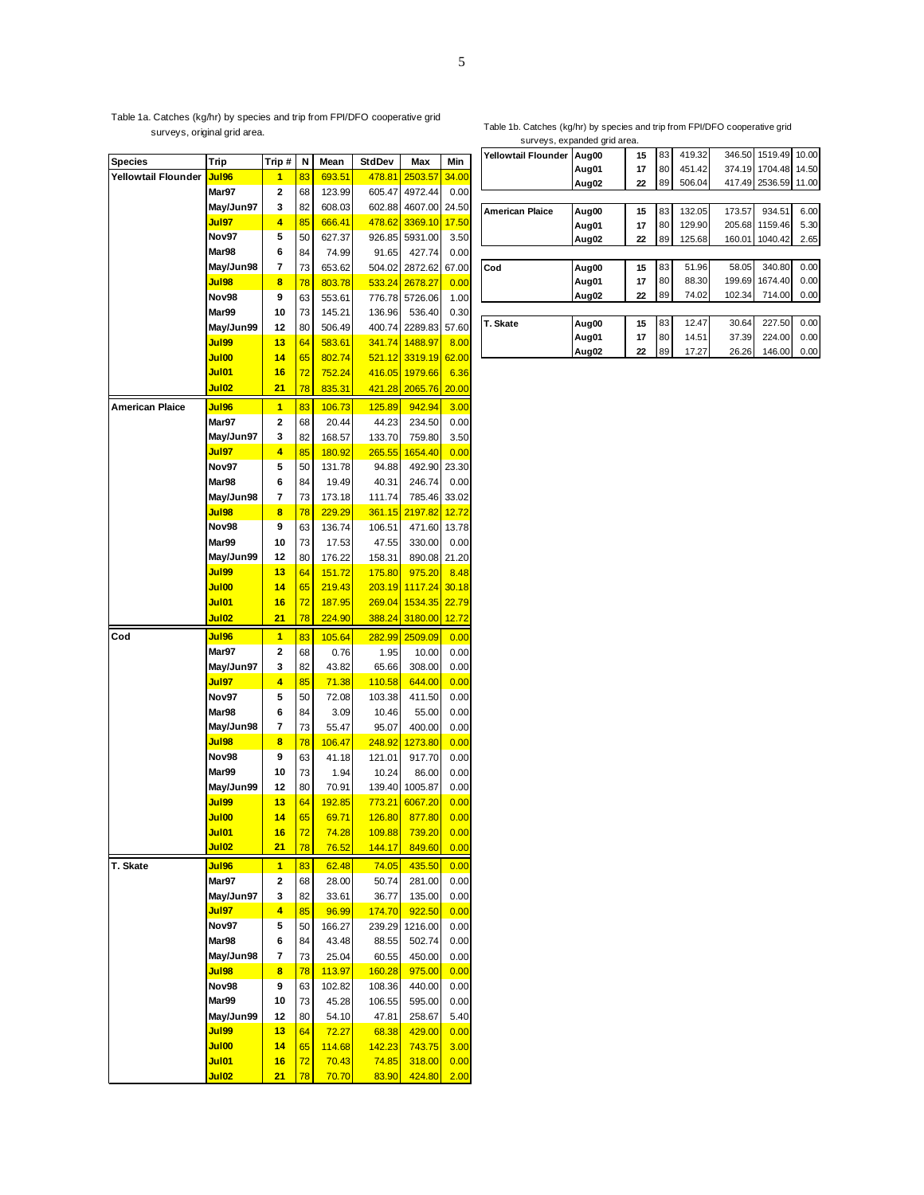Table 1a. Catches (kg/hr) by species and trip from FPI/DFO cooperative grid surveys, original grid area.

| Species | Trip | Trip # | N | Mean | StdDev | Max | Min |
|---|---|---|---|---|---|---|---|
| Yellowtail Flounder | Jul96 | 1 | 83 | 693.51 | 478.81 | 2503.57 | 34.00 |
| | Mar97 | 2 | 68 | 123.99 | 605.47 | 4972.44 | 0.00 |
| | May/Jun97 | 3 | 82 | 608.03 | 602.88 | 4607.00 | 24.50 |
| | Jul97 | 4 | 85 | 666.41 | 478.62 | 3369.10 | 17.50 |
| | Nov97 | 5 | 50 | 627.37 | 926.85 | 5931.00 | 3.50 |
| | Mar98 | 6 | 84 | 74.99 | 91.65 | 427.74 | 0.00 |
| | May/Jun98 | 7 | 73 | 653.62 | 504.02 | 2872.62 | 67.00 |
| | Jul98 | 8 | 78 | 803.78 | 533.24 | 2678.27 | 0.00 |
| | Nov98 | 9 | 63 | 553.61 | 776.78 | 5726.06 | 1.00 |
| | Mar99 | 10 | 73 | 145.21 | 136.96 | 536.40 | 0.30 |
| | May/Jun99 | 12 | 80 | 506.49 | 400.74 | 2289.83 | 57.60 |
| | Jul99 | 13 | 64 | 583.61 | 341.74 | 1488.97 | 8.00 |
| | Jul00 | 14 | 65 | 802.74 | 521.12 | 3319.19 | 62.00 |
| | Jul01 | 16 | 72 | 752.24 | 416.05 | 1979.66 | 6.36 |
| | Jul02 | 21 | 78 | 835.31 | 421.28 | 2065.76 | 20.00 |
| American Plaice | Jul96 | 1 | 83 | 106.73 | 125.89 | 942.94 | 3.00 |
| | Mar97 | 2 | 68 | 20.44 | 44.23 | 234.50 | 0.00 |
| | May/Jun97 | 3 | 82 | 168.57 | 133.70 | 759.80 | 3.50 |
| | Jul97 | 4 | 85 | 180.92 | 265.55 | 1654.40 | 0.00 |
| | Nov97 | 5 | 50 | 131.78 | 94.88 | 492.90 | 23.30 |
| | Mar98 | 6 | 84 | 19.49 | 40.31 | 246.74 | 0.00 |
| | May/Jun98 | 7 | 73 | 173.18 | 111.74 | 785.46 | 33.02 |
| | Jul98 | 8 | 78 | 229.29 | 361.15 | 2197.82 | 12.72 |
| | Nov98 | 9 | 63 | 136.74 | 106.51 | 471.60 | 13.78 |
| | Mar99 | 10 | 73 | 17.53 | 47.55 | 330.00 | 0.00 |
| | May/Jun99 | 12 | 80 | 176.22 | 158.31 | 890.08 | 21.20 |
| | Jul99 | 13 | 64 | 151.72 | 175.80 | 975.20 | 8.48 |
| | Jul00 | 14 | 65 | 219.43 | 203.19 | 1117.24 | 30.18 |
| | Jul01 | 16 | 72 | 187.95 | 269.04 | 1534.35 | 22.79 |
| | Jul02 | 21 | 78 | 224.90 | 388.24 | 3180.00 | 12.72 |
| Cod | Jul96 | 1 | 83 | 105.64 | 282.99 | 2509.09 | 0.00 |
| | Mar97 | 2 | 68 | 0.76 | 1.95 | 10.00 | 0.00 |
| | May/Jun97 | 3 | 82 | 43.82 | 65.66 | 308.00 | 0.00 |
| | Jul97 | 4 | 85 | 71.38 | 110.58 | 644.00 | 0.00 |
| | Nov97 | 5 | 50 | 72.08 | 103.38 | 411.50 | 0.00 |
| | Mar98 | 6 | 84 | 3.09 | 10.46 | 55.00 | 0.00 |
| | May/Jun98 | 7 | 73 | 55.47 | 95.07 | 400.00 | 0.00 |
| | Jul98 | 8 | 78 | 106.47 | 248.92 | 1273.80 | 0.00 |
| | Nov98 | 9 | 63 | 41.18 | 121.01 | 917.70 | 0.00 |
| | Mar99 | 10 | 73 | 1.94 | 10.24 | 86.00 | 0.00 |
| | May/Jun99 | 12 | 80 | 70.91 | 139.40 | 1005.87 | 0.00 |
| | Jul99 | 13 | 64 | 192.85 | 773.21 | 6067.20 | 0.00 |
| | Jul00 | 14 | 65 | 69.71 | 126.80 | 877.80 | 0.00 |
| | Jul01 | 16 | 72 | 74.28 | 109.88 | 739.20 | 0.00 |
| | Jul02 | 21 | 78 | 76.52 | 144.17 | 849.60 | 0.00 |
| T. Skate | Jul96 | 1 | 83 | 62.48 | 74.05 | 435.50 | 0.00 |
| | Mar97 | 2 | 68 | 28.00 | 50.74 | 281.00 | 0.00 |
| | May/Jun97 | 3 | 82 | 33.61 | 36.77 | 135.00 | 0.00 |
| | Jul97 | 4 | 85 | 96.99 | 174.70 | 922.50 | 0.00 |
| | Nov97 | 5 | 50 | 166.27 | 239.29 | 1216.00 | 0.00 |
| | Mar98 | 6 | 84 | 43.48 | 88.55 | 502.74 | 0.00 |
| | May/Jun98 | 7 | 73 | 25.04 | 60.55 | 450.00 | 0.00 |
| | Jul98 | 8 | 78 | 113.97 | 160.28 | 975.00 | 0.00 |
| | Nov98 | 9 | 63 | 102.82 | 108.36 | 440.00 | 0.00 |
| | Mar99 | 10 | 73 | 45.28 | 106.55 | 595.00 | 0.00 |
| | May/Jun99 | 12 | 80 | 54.10 | 47.81 | 258.67 | 5.40 |
| | Jul99 | 13 | 64 | 72.27 | 68.38 | 429.00 | 0.00 |
| | Jul00 | 14 | 65 | 114.68 | 142.23 | 743.75 | 3.00 |
| | Jul01 | 16 | 72 | 70.43 | 74.85 | 318.00 | 0.00 |
| | Jul02 | 21 | 78 | 70.70 | 83.90 | 424.80 | 2.00 |

Table 1b. Catches (kg/hr) by species and trip from FPI/DFO cooperative grid surveys, expanded grid area.

| Species | Trip | Trip # | N | Mean | StdDev | Max | Min |
|---|---|---|---|---|---|---|---|
| Yellowtail Flounder | Aug00 | 15 | 83 | 419.32 | 346.50 | 1519.49 | 10.00 |
| | Aug01 | 17 | 80 | 451.42 | 374.19 | 1704.48 | 14.50 |
| | Aug02 | 22 | 89 | 506.04 | 417.49 | 2536.59 | 11.00 |
| American Plaice | Aug00 | 15 | 83 | 132.05 | 173.57 | 934.51 | 6.00 |
| | Aug01 | 17 | 80 | 129.90 | 205.68 | 1159.46 | 5.30 |
| | Aug02 | 22 | 89 | 125.68 | 160.01 | 1040.42 | 2.65 |
| Cod | Aug00 | 15 | 83 | 51.96 | 58.05 | 340.80 | 0.00 |
| | Aug01 | 17 | 80 | 88.30 | 199.69 | 1674.40 | 0.00 |
| | Aug02 | 22 | 89 | 74.02 | 102.34 | 714.00 | 0.00 |
| T. Skate | Aug00 | 15 | 83 | 12.47 | 30.64 | 227.50 | 0.00 |
| | Aug01 | 17 | 80 | 14.51 | 37.39 | 224.00 | 0.00 |
| | Aug02 | 22 | 89 | 17.27 | 26.26 | 146.00 | 0.00 |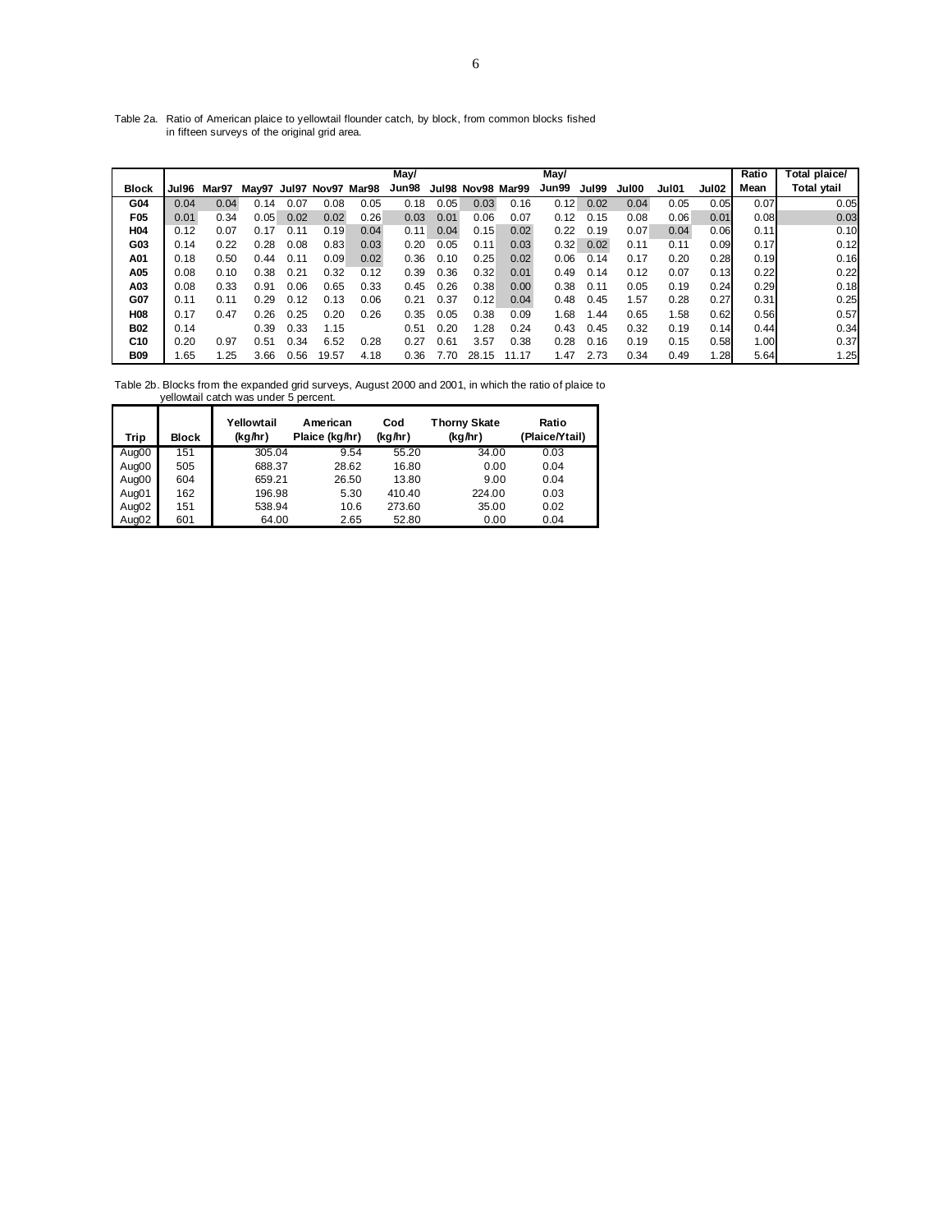Table 2a. Ratio of American plaice to yellowtail flounder catch, by block, from common blocks fished in fifteen surveys of the original grid area.

| Block | Jul96 | Mar97 | May97 | Jul97 | Nov97 | Mar98 | May/ Jun98 | Jul98 | Nov98 | Mar99 | May/ Jun99 | Jul99 | Jul00 | Jul01 | Jul02 | Ratio Mean | Total plaice/ Total ytail |
|---|---|---|---|---|---|---|---|---|---|---|---|---|---|---|---|---|---|
| G04 | 0.04 | 0.04 | 0.14 | 0.07 | 0.08 | 0.05 | 0.18 | 0.05 | 0.03 | 0.16 | 0.12 | 0.02 | 0.04 | 0.05 | 0.05 | 0.07 | 0.05 |
| F05 | 0.01 | 0.34 | 0.05 | 0.02 | 0.02 | 0.26 | 0.03 | 0.01 | 0.06 | 0.07 | 0.12 | 0.15 | 0.08 | 0.06 | 0.01 | 0.08 | 0.03 |
| H04 | 0.12 | 0.07 | 0.17 | 0.11 | 0.19 | 0.04 | 0.11 | 0.04 | 0.15 | 0.02 | 0.22 | 0.19 | 0.07 | 0.04 | 0.06 | 0.11 | 0.10 |
| G03 | 0.14 | 0.22 | 0.28 | 0.08 | 0.83 | 0.03 | 0.20 | 0.05 | 0.11 | 0.03 | 0.32 | 0.02 | 0.11 | 0.11 | 0.09 | 0.17 | 0.12 |
| A01 | 0.18 | 0.50 | 0.44 | 0.11 | 0.09 | 0.02 | 0.36 | 0.10 | 0.25 | 0.02 | 0.06 | 0.14 | 0.17 | 0.20 | 0.28 | 0.19 | 0.16 |
| A05 | 0.08 | 0.10 | 0.38 | 0.21 | 0.32 | 0.12 | 0.39 | 0.36 | 0.32 | 0.01 | 0.49 | 0.14 | 0.12 | 0.07 | 0.13 | 0.22 | 0.22 |
| A03 | 0.08 | 0.33 | 0.91 | 0.06 | 0.65 | 0.33 | 0.45 | 0.26 | 0.38 | 0.00 | 0.38 | 0.11 | 0.05 | 0.19 | 0.24 | 0.29 | 0.18 |
| G07 | 0.11 | 0.11 | 0.29 | 0.12 | 0.13 | 0.06 | 0.21 | 0.37 | 0.12 | 0.04 | 0.48 | 0.45 | 1.57 | 0.28 | 0.27 | 0.31 | 0.25 |
| H08 | 0.17 | 0.47 | 0.26 | 0.25 | 0.20 | 0.26 | 0.35 | 0.05 | 0.38 | 0.09 | 1.68 | 1.44 | 0.65 | 1.58 | 0.62 | 0.56 | 0.57 |
| B02 | 0.14 | | 0.39 | 0.33 | 1.15 | | 0.51 | 0.20 | 1.28 | 0.24 | 0.43 | 0.45 | 0.32 | 0.19 | 0.14 | 0.44 | 0.34 |
| C10 | 0.20 | 0.97 | 0.51 | 0.34 | 6.52 | 0.28 | 0.27 | 0.61 | 3.57 | 0.38 | 0.28 | 0.16 | 0.19 | 0.15 | 0.58 | 1.00 | 0.37 |
| B09 | 1.65 | 1.25 | 3.66 | 0.56 | 19.57 | 4.18 | 0.36 | 7.70 | 28.15 | 11.17 | 1.47 | 2.73 | 0.34 | 0.49 | 1.28 | 5.64 | 1.25 |

Table 2b. Blocks from the expanded grid surveys, August 2000 and 2001, in which the ratio of plaice to yellowtail catch was under 5 percent.

| Trip | Block | Yellowtail (kg/hr) | American Plaice (kg/hr) | Cod (kg/hr) | Thorny Skate (kg/hr) | Ratio (Plaice/Ytail) |
|---|---|---|---|---|---|---|
| Aug00 | 151 | 305.04 | 9.54 | 55.20 | 34.00 | 0.03 |
| Aug00 | 505 | 688.37 | 28.62 | 16.80 | 0.00 | 0.04 |
| Aug00 | 604 | 659.21 | 26.50 | 13.80 | 9.00 | 0.04 |
| Aug01 | 162 | 196.98 | 5.30 | 410.40 | 224.00 | 0.03 |
| Aug02 | 151 | 538.94 | 10.6 | 273.60 | 35.00 | 0.02 |
| Aug02 | 601 | 64.00 | 2.65 | 52.80 | 0.00 | 0.04 |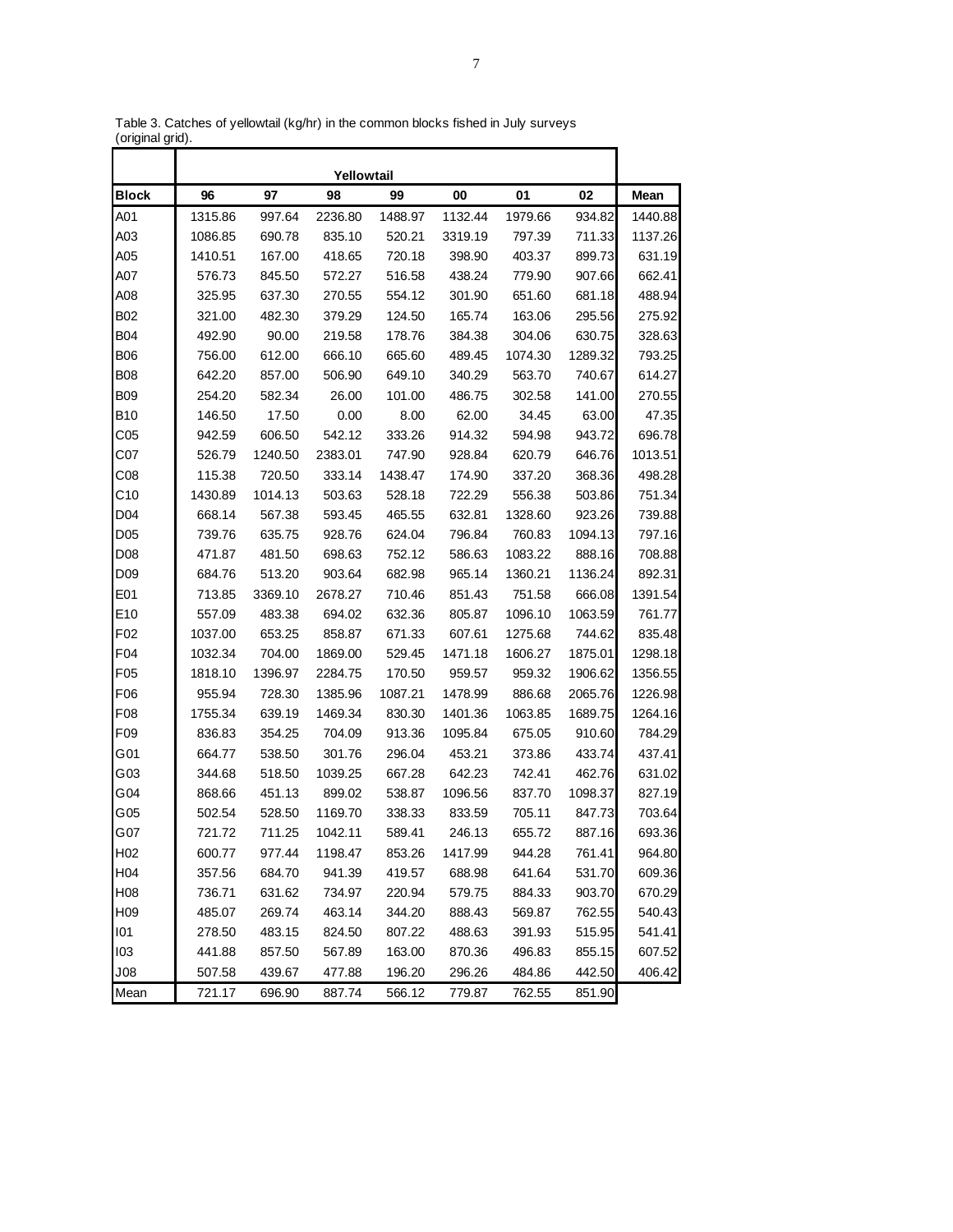Table 3. Catches of yellowtail (kg/hr) in the common blocks fished in July surveys (original grid).

| | Yellowtail | | | | | | | |
|---|---|---|---|---|---|---|---|---|
| **Block** | **96** | **97** | **98** | **99** | **00** | **01** | **02** | **Mean** |
| A01 | 1315.86 | 997.64 | 2236.80 | 1488.97 | 1132.44 | 1979.66 | 934.82 | 1440.88 |
| A03 | 1086.85 | 690.78 | 835.10 | 520.21 | 3319.19 | 797.39 | 711.33 | 1137.26 |
| A05 | 1410.51 | 167.00 | 418.65 | 720.18 | 398.90 | 403.37 | 899.73 | 631.19 |
| A07 | 576.73 | 845.50 | 572.27 | 516.58 | 438.24 | 779.90 | 907.66 | 662.41 |
| A08 | 325.95 | 637.30 | 270.55 | 554.12 | 301.90 | 651.60 | 681.18 | 488.94 |
| B02 | 321.00 | 482.30 | 379.29 | 124.50 | 165.74 | 163.06 | 295.56 | 275.92 |
| B04 | 492.90 | 90.00 | 219.58 | 178.76 | 384.38 | 304.06 | 630.75 | 328.63 |
| B06 | 756.00 | 612.00 | 666.10 | 665.60 | 489.45 | 1074.30 | 1289.32 | 793.25 |
| B08 | 642.20 | 857.00 | 506.90 | 649.10 | 340.29 | 563.70 | 740.67 | 614.27 |
| B09 | 254.20 | 582.34 | 26.00 | 101.00 | 486.75 | 302.58 | 141.00 | 270.55 |
| B10 | 146.50 | 17.50 | 0.00 | 8.00 | 62.00 | 34.45 | 63.00 | 47.35 |
| C05 | 942.59 | 606.50 | 542.12 | 333.26 | 914.32 | 594.98 | 943.72 | 696.78 |
| C07 | 526.79 | 1240.50 | 2383.01 | 747.90 | 928.84 | 620.79 | 646.76 | 1013.51 |
| C08 | 115.38 | 720.50 | 333.14 | 1438.47 | 174.90 | 337.20 | 368.36 | 498.28 |
| C10 | 1430.89 | 1014.13 | 503.63 | 528.18 | 722.29 | 556.38 | 503.86 | 751.34 |
| D04 | 668.14 | 567.38 | 593.45 | 465.55 | 632.81 | 1328.60 | 923.26 | 739.88 |
| D05 | 739.76 | 635.75 | 928.76 | 624.04 | 796.84 | 760.83 | 1094.13 | 797.16 |
| D08 | 471.87 | 481.50 | 698.63 | 752.12 | 586.63 | 1083.22 | 888.16 | 708.88 |
| D09 | 684.76 | 513.20 | 903.64 | 682.98 | 965.14 | 1360.21 | 1136.24 | 892.31 |
| E01 | 713.85 | 3369.10 | 2678.27 | 710.46 | 851.43 | 751.58 | 666.08 | 1391.54 |
| E10 | 557.09 | 483.38 | 694.02 | 632.36 | 805.87 | 1096.10 | 1063.59 | 761.77 |
| F02 | 1037.00 | 653.25 | 858.87 | 671.33 | 607.61 | 1275.68 | 744.62 | 835.48 |
| F04 | 1032.34 | 704.00 | 1869.00 | 529.45 | 1471.18 | 1606.27 | 1875.01 | 1298.18 |
| F05 | 1818.10 | 1396.97 | 2284.75 | 170.50 | 959.57 | 959.32 | 1906.62 | 1356.55 |
| F06 | 955.94 | 728.30 | 1385.96 | 1087.21 | 1478.99 | 886.68 | 2065.76 | 1226.98 |
| F08 | 1755.34 | 639.19 | 1469.34 | 830.30 | 1401.36 | 1063.85 | 1689.75 | 1264.16 |
| F09 | 836.83 | 354.25 | 704.09 | 913.36 | 1095.84 | 675.05 | 910.60 | 784.29 |
| G01 | 664.77 | 538.50 | 301.76 | 296.04 | 453.21 | 373.86 | 433.74 | 437.41 |
| G03 | 344.68 | 518.50 | 1039.25 | 667.28 | 642.23 | 742.41 | 462.76 | 631.02 |
| G04 | 868.66 | 451.13 | 899.02 | 538.87 | 1096.56 | 837.70 | 1098.37 | 827.19 |
| G05 | 502.54 | 528.50 | 1169.70 | 338.33 | 833.59 | 705.11 | 847.73 | 703.64 |
| G07 | 721.72 | 711.25 | 1042.11 | 589.41 | 246.13 | 655.72 | 887.16 | 693.36 |
| H02 | 600.77 | 977.44 | 1198.47 | 853.26 | 1417.99 | 944.28 | 761.41 | 964.80 |
| H04 | 357.56 | 684.70 | 941.39 | 419.57 | 688.98 | 641.64 | 531.70 | 609.36 |
| H08 | 736.71 | 631.62 | 734.97 | 220.94 | 579.75 | 884.33 | 903.70 | 670.29 |
| H09 | 485.07 | 269.74 | 463.14 | 344.20 | 888.43 | 569.87 | 762.55 | 540.43 |
| I01 | 278.50 | 483.15 | 824.50 | 807.22 | 488.63 | 391.93 | 515.95 | 541.41 |
| I03 | 441.88 | 857.50 | 567.89 | 163.00 | 870.36 | 496.83 | 855.15 | 607.52 |
| J08 | 507.58 | 439.67 | 477.88 | 196.20 | 296.26 | 484.86 | 442.50 | 406.42 |
| Mean | 721.17 | 696.90 | 887.74 | 566.12 | 779.87 | 762.55 | 851.90 | |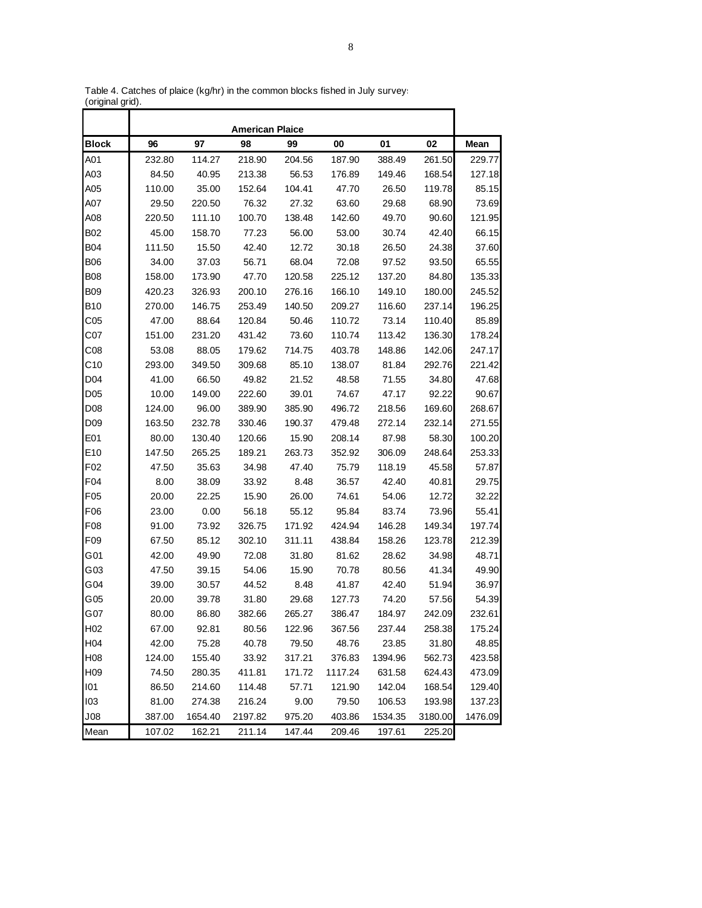Table 4. Catches of plaice (kg/hr) in the common blocks fished in July surveys (original grid).

| | American Plaice | | | | | | | |
|---|---|---|---|---|---|---|---|---|
| **Block** | **96** | **97** | **98** | **99** | **00** | **01** | **02** | **Mean** |
| A01 | 232.80 | 114.27 | 218.90 | 204.56 | 187.90 | 388.49 | 261.50 | 229.77 |
| A03 | 84.50 | 40.95 | 213.38 | 56.53 | 176.89 | 149.46 | 168.54 | 127.18 |
| A05 | 110.00 | 35.00 | 152.64 | 104.41 | 47.70 | 26.50 | 119.78 | 85.15 |
| A07 | 29.50 | 220.50 | 76.32 | 27.32 | 63.60 | 29.68 | 68.90 | 73.69 |
| A08 | 220.50 | 111.10 | 100.70 | 138.48 | 142.60 | 49.70 | 90.60 | 121.95 |
| B02 | 45.00 | 158.70 | 77.23 | 56.00 | 53.00 | 30.74 | 42.40 | 66.15 |
| B04 | 111.50 | 15.50 | 42.40 | 12.72 | 30.18 | 26.50 | 24.38 | 37.60 |
| B06 | 34.00 | 37.03 | 56.71 | 68.04 | 72.08 | 97.52 | 93.50 | 65.55 |
| B08 | 158.00 | 173.90 | 47.70 | 120.58 | 225.12 | 137.20 | 84.80 | 135.33 |
| B09 | 420.23 | 326.93 | 200.10 | 276.16 | 166.10 | 149.10 | 180.00 | 245.52 |
| B10 | 270.00 | 146.75 | 253.49 | 140.50 | 209.27 | 116.60 | 237.14 | 196.25 |
| C05 | 47.00 | 88.64 | 120.84 | 50.46 | 110.72 | 73.14 | 110.40 | 85.89 |
| C07 | 151.00 | 231.20 | 431.42 | 73.60 | 110.74 | 113.42 | 136.30 | 178.24 |
| C08 | 53.08 | 88.05 | 179.62 | 714.75 | 403.78 | 148.86 | 142.06 | 247.17 |
| C10 | 293.00 | 349.50 | 309.68 | 85.10 | 138.07 | 81.84 | 292.76 | 221.42 |
| D04 | 41.00 | 66.50 | 49.82 | 21.52 | 48.58 | 71.55 | 34.80 | 47.68 |
| D05 | 10.00 | 149.00 | 222.60 | 39.01 | 74.67 | 47.17 | 92.22 | 90.67 |
| D08 | 124.00 | 96.00 | 389.90 | 385.90 | 496.72 | 218.56 | 169.60 | 268.67 |
| D09 | 163.50 | 232.78 | 330.46 | 190.37 | 479.48 | 272.14 | 232.14 | 271.55 |
| E01 | 80.00 | 130.40 | 120.66 | 15.90 | 208.14 | 87.98 | 58.30 | 100.20 |
| E10 | 147.50 | 265.25 | 189.21 | 263.73 | 352.92 | 306.09 | 248.64 | 253.33 |
| F02 | 47.50 | 35.63 | 34.98 | 47.40 | 75.79 | 118.19 | 45.58 | 57.87 |
| F04 | 8.00 | 38.09 | 33.92 | 8.48 | 36.57 | 42.40 | 40.81 | 29.75 |
| F05 | 20.00 | 22.25 | 15.90 | 26.00 | 74.61 | 54.06 | 12.72 | 32.22 |
| F06 | 23.00 | 0.00 | 56.18 | 55.12 | 95.84 | 83.74 | 73.96 | 55.41 |
| F08 | 91.00 | 73.92 | 326.75 | 171.92 | 424.94 | 146.28 | 149.34 | 197.74 |
| F09 | 67.50 | 85.12 | 302.10 | 311.11 | 438.84 | 158.26 | 123.78 | 212.39 |
| G01 | 42.00 | 49.90 | 72.08 | 31.80 | 81.62 | 28.62 | 34.98 | 48.71 |
| G03 | 47.50 | 39.15 | 54.06 | 15.90 | 70.78 | 80.56 | 41.34 | 49.90 |
| G04 | 39.00 | 30.57 | 44.52 | 8.48 | 41.87 | 42.40 | 51.94 | 36.97 |
| G05 | 20.00 | 39.78 | 31.80 | 29.68 | 127.73 | 74.20 | 57.56 | 54.39 |
| G07 | 80.00 | 86.80 | 382.66 | 265.27 | 386.47 | 184.97 | 242.09 | 232.61 |
| H02 | 67.00 | 92.81 | 80.56 | 122.96 | 367.56 | 237.44 | 258.38 | 175.24 |
| H04 | 42.00 | 75.28 | 40.78 | 79.50 | 48.76 | 23.85 | 31.80 | 48.85 |
| H08 | 124.00 | 155.40 | 33.92 | 317.21 | 376.83 | 1394.96 | 562.73 | 423.58 |
| H09 | 74.50 | 280.35 | 411.81 | 171.72 | 1117.24 | 631.58 | 624.43 | 473.09 |
| I01 | 86.50 | 214.60 | 114.48 | 57.71 | 121.90 | 142.04 | 168.54 | 129.40 |
| I03 | 81.00 | 274.38 | 216.24 | 9.00 | 79.50 | 106.53 | 193.98 | 137.23 |
| J08 | 387.00 | 1654.40 | 2197.82 | 975.20 | 403.86 | 1534.35 | 3180.00 | 1476.09 |
| Mean | 107.02 | 162.21 | 211.14 | 147.44 | 209.46 | 197.61 | 225.20 | |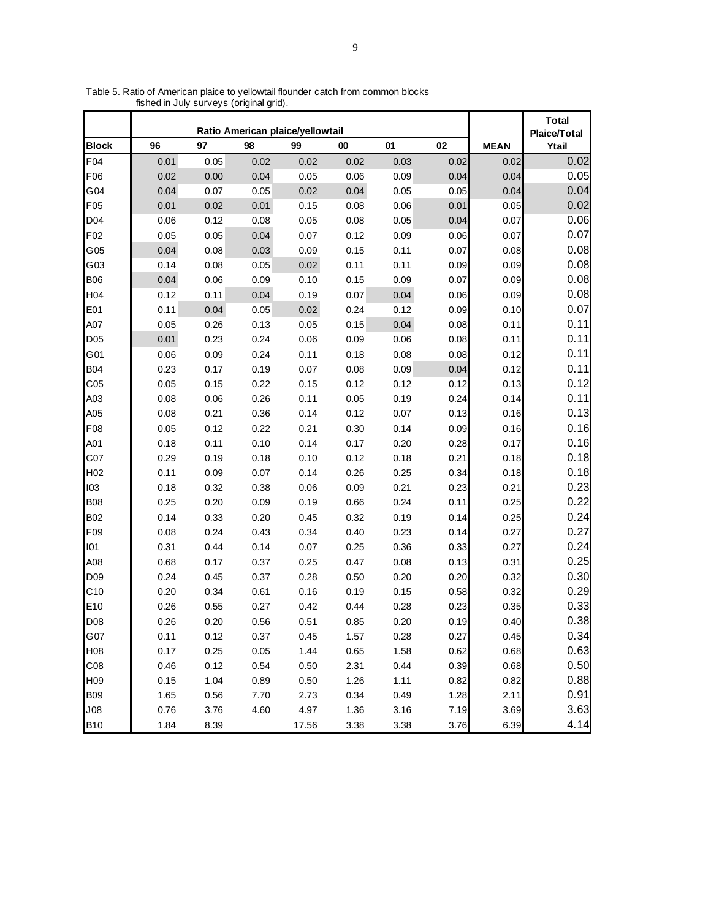Table 5. Ratio of American plaice to yellowtail flounder catch from common blocks fished in July surveys (original grid).

| | Ratio American plaice/yellowtail | | | | | | | | Total Plaice/Total |
|---|---|---|---|---|---|---|---|---|---|
| Block | 96 | 97 | 98 | 99 | 00 | 01 | 02 | MEAN | Ytail |
| F04 | 0.01 | 0.05 | 0.02 | 0.02 | 0.02 | 0.03 | 0.02 | 0.02 | 0.02 |
| F06 | 0.02 | 0.00 | 0.04 | 0.05 | 0.06 | 0.09 | 0.04 | 0.04 | 0.05 |
| G04 | 0.04 | 0.07 | 0.05 | 0.02 | 0.04 | 0.05 | 0.05 | 0.04 | 0.04 |
| F05 | 0.01 | 0.02 | 0.01 | 0.15 | 0.08 | 0.06 | 0.01 | 0.05 | 0.02 |
| D04 | 0.06 | 0.12 | 0.08 | 0.05 | 0.08 | 0.05 | 0.04 | 0.07 | 0.06 |
| F02 | 0.05 | 0.05 | 0.04 | 0.07 | 0.12 | 0.09 | 0.06 | 0.07 | 0.07 |
| G05 | 0.04 | 0.08 | 0.03 | 0.09 | 0.15 | 0.11 | 0.07 | 0.08 | 0.08 |
| G03 | 0.14 | 0.08 | 0.05 | 0.02 | 0.11 | 0.11 | 0.09 | 0.09 | 0.08 |
| B06 | 0.04 | 0.06 | 0.09 | 0.10 | 0.15 | 0.09 | 0.07 | 0.09 | 0.08 |
| H04 | 0.12 | 0.11 | 0.04 | 0.19 | 0.07 | 0.04 | 0.06 | 0.09 | 0.08 |
| E01 | 0.11 | 0.04 | 0.05 | 0.02 | 0.24 | 0.12 | 0.09 | 0.10 | 0.07 |
| A07 | 0.05 | 0.26 | 0.13 | 0.05 | 0.15 | 0.04 | 0.08 | 0.11 | 0.11 |
| D05 | 0.01 | 0.23 | 0.24 | 0.06 | 0.09 | 0.06 | 0.08 | 0.11 | 0.11 |
| G01 | 0.06 | 0.09 | 0.24 | 0.11 | 0.18 | 0.08 | 0.08 | 0.12 | 0.11 |
| B04 | 0.23 | 0.17 | 0.19 | 0.07 | 0.08 | 0.09 | 0.04 | 0.12 | 0.11 |
| C05 | 0.05 | 0.15 | 0.22 | 0.15 | 0.12 | 0.12 | 0.12 | 0.13 | 0.12 |
| A03 | 0.08 | 0.06 | 0.26 | 0.11 | 0.05 | 0.19 | 0.24 | 0.14 | 0.11 |
| A05 | 0.08 | 0.21 | 0.36 | 0.14 | 0.12 | 0.07 | 0.13 | 0.16 | 0.13 |
| F08 | 0.05 | 0.12 | 0.22 | 0.21 | 0.30 | 0.14 | 0.09 | 0.16 | 0.16 |
| A01 | 0.18 | 0.11 | 0.10 | 0.14 | 0.17 | 0.20 | 0.28 | 0.17 | 0.16 |
| C07 | 0.29 | 0.19 | 0.18 | 0.10 | 0.12 | 0.18 | 0.21 | 0.18 | 0.18 |
| H02 | 0.11 | 0.09 | 0.07 | 0.14 | 0.26 | 0.25 | 0.34 | 0.18 | 0.18 |
| I03 | 0.18 | 0.32 | 0.38 | 0.06 | 0.09 | 0.21 | 0.23 | 0.21 | 0.23 |
| B08 | 0.25 | 0.20 | 0.09 | 0.19 | 0.66 | 0.24 | 0.11 | 0.25 | 0.22 |
| B02 | 0.14 | 0.33 | 0.20 | 0.45 | 0.32 | 0.19 | 0.14 | 0.25 | 0.24 |
| F09 | 0.08 | 0.24 | 0.43 | 0.34 | 0.40 | 0.23 | 0.14 | 0.27 | 0.27 |
| I01 | 0.31 | 0.44 | 0.14 | 0.07 | 0.25 | 0.36 | 0.33 | 0.27 | 0.24 |
| A08 | 0.68 | 0.17 | 0.37 | 0.25 | 0.47 | 0.08 | 0.13 | 0.31 | 0.25 |
| D09 | 0.24 | 0.45 | 0.37 | 0.28 | 0.50 | 0.20 | 0.20 | 0.32 | 0.30 |
| C10 | 0.20 | 0.34 | 0.61 | 0.16 | 0.19 | 0.15 | 0.58 | 0.32 | 0.29 |
| E10 | 0.26 | 0.55 | 0.27 | 0.42 | 0.44 | 0.28 | 0.23 | 0.35 | 0.33 |
| D08 | 0.26 | 0.20 | 0.56 | 0.51 | 0.85 | 0.20 | 0.19 | 0.40 | 0.38 |
| G07 | 0.11 | 0.12 | 0.37 | 0.45 | 1.57 | 0.28 | 0.27 | 0.45 | 0.34 |
| H08 | 0.17 | 0.25 | 0.05 | 1.44 | 0.65 | 1.58 | 0.62 | 0.68 | 0.63 |
| C08 | 0.46 | 0.12 | 0.54 | 0.50 | 2.31 | 0.44 | 0.39 | 0.68 | 0.50 |
| H09 | 0.15 | 1.04 | 0.89 | 0.50 | 1.26 | 1.11 | 0.82 | 0.82 | 0.88 |
| B09 | 1.65 | 0.56 | 7.70 | 2.73 | 0.34 | 0.49 | 1.28 | 2.11 | 0.91 |
| J08 | 0.76 | 3.76 | 4.60 | 4.97 | 1.36 | 3.16 | 7.19 | 3.69 | 3.63 |
| B10 | 1.84 | 8.39 | | 17.56 | 3.38 | 3.38 | 3.76 | 6.39 | 4.14 |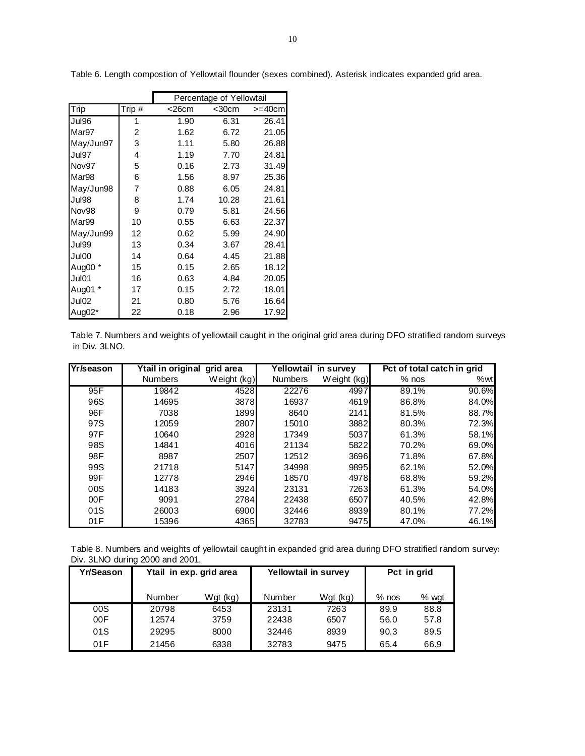Table 6. Length compostion of Yellowtail flounder (sexes combined). Asterisk indicates expanded grid area.

| Trip | Trip # | Percentage of Yellowtail <26cm | <30cm | >=40cm |
|---|---|---|---|---|
| Jul96 | 1 | 1.90 | 6.31 | 26.41 |
| Mar97 | 2 | 1.62 | 6.72 | 21.05 |
| May/Jun97 | 3 | 1.11 | 5.80 | 26.88 |
| Jul97 | 4 | 1.19 | 7.70 | 24.81 |
| Nov97 | 5 | 0.16 | 2.73 | 31.49 |
| Mar98 | 6 | 1.56 | 8.97 | 25.36 |
| May/Jun98 | 7 | 0.88 | 6.05 | 24.81 |
| Jul98 | 8 | 1.74 | 10.28 | 21.61 |
| Nov98 | 9 | 0.79 | 5.81 | 24.56 |
| Mar99 | 10 | 0.55 | 6.63 | 22.37 |
| May/Jun99 | 12 | 0.62 | 5.99 | 24.90 |
| Jul99 | 13 | 0.34 | 3.67 | 28.41 |
| Jul00 | 14 | 0.64 | 4.45 | 21.88 |
| Aug00 * | 15 | 0.15 | 2.65 | 18.12 |
| Jul01 | 16 | 0.63 | 4.84 | 20.05 |
| Aug01 * | 17 | 0.15 | 2.72 | 18.01 |
| Jul02 | 21 | 0.80 | 5.76 | 16.64 |
| Aug02* | 22 | 0.18 | 2.96 | 17.92 |

Table 7. Numbers and weights of yellowtail caught in the original grid area during DFO stratified random surveys in Div. 3LNO.

| Yr/season | Ytail in original grid area | | Yellowtail in survey | | Pct of total catch in grid | |
|---|---|---|---|---|---|---|
| | Numbers | Weight (kg) | Numbers | Weight (kg) | % nos | %wt |
| 95F | 19842 | 4528 | 22276 | 4997 | 89.1% | 90.6% |
| 96S | 14695 | 3878 | 16937 | 4619 | 86.8% | 84.0% |
| 96F | 7038 | 1899 | 8640 | 2141 | 81.5% | 88.7% |
| 97S | 12059 | 2807 | 15010 | 3882 | 80.3% | 72.3% |
| 97F | 10640 | 2928 | 17349 | 5037 | 61.3% | 58.1% |
| 98S | 14841 | 4016 | 21134 | 5822 | 70.2% | 69.0% |
| 98F | 8987 | 2507 | 12512 | 3696 | 71.8% | 67.8% |
| 99S | 21718 | 5147 | 34998 | 9895 | 62.1% | 52.0% |
| 99F | 12778 | 2946 | 18570 | 4978 | 68.8% | 59.2% |
| 00S | 14183 | 3924 | 23131 | 7263 | 61.3% | 54.0% |
| 00F | 9091 | 2784 | 22438 | 6507 | 40.5% | 42.8% |
| 01S | 26003 | 6900 | 32446 | 8939 | 80.1% | 77.2% |
| 01F | 15396 | 4365 | 32783 | 9475 | 47.0% | 46.1% |

Table 8. Numbers and weights of yellowtail caught in expanded grid area during DFO stratified random surveys Div. 3LNO during 2000 and 2001.

| Yr/Season | Ytail in exp. grid area | | Yellowtail in survey | | Pct in grid | |
|---|---|---|---|---|---|---|
| | Number | Wgt (kg) | Number | Wgt (kg) | % nos | % wgt |
| 00S | 20798 | 6453 | 23131 | 7263 | 89.9 | 88.8 |
| 00F | 12574 | 3759 | 22438 | 6507 | 56.0 | 57.8 |
| 01S | 29295 | 8000 | 32446 | 8939 | 90.3 | 89.5 |
| 01F | 21456 | 6338 | 32783 | 9475 | 65.4 | 66.9 |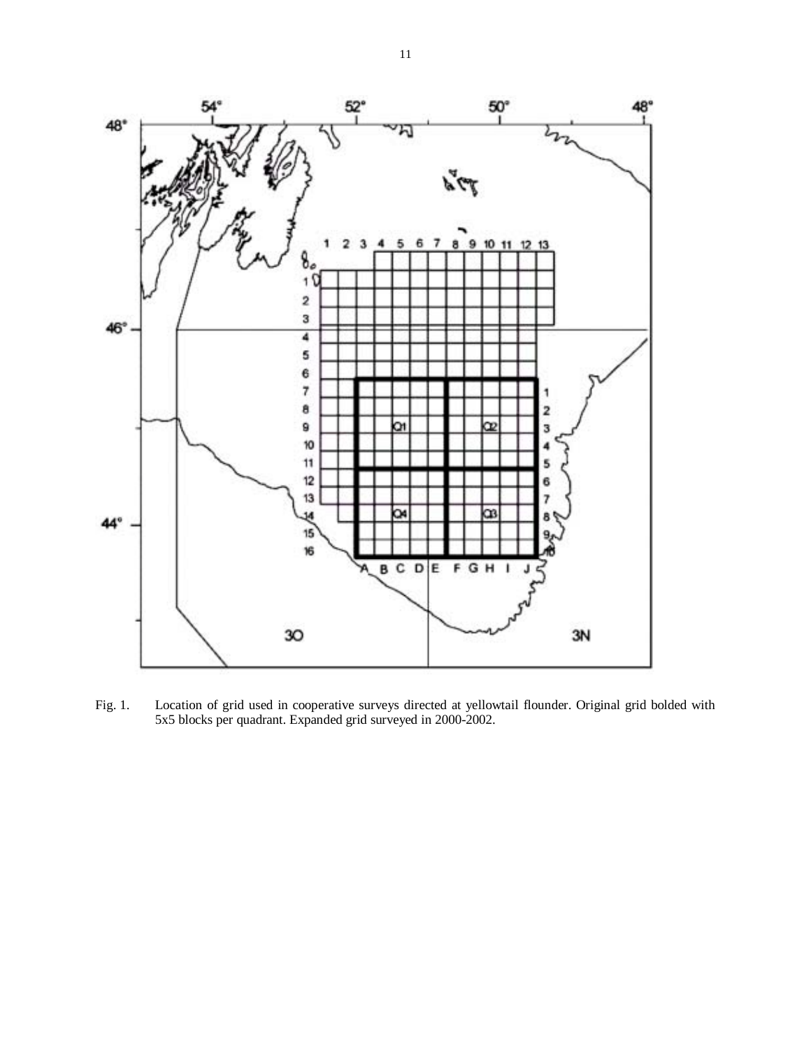Fig. 1. Location of grid used in cooperative surveys directed at yellowtail flounder. Original grid bolded with 5x5 blocks per quadrant. Expanded grid surveyed in 2000-2002.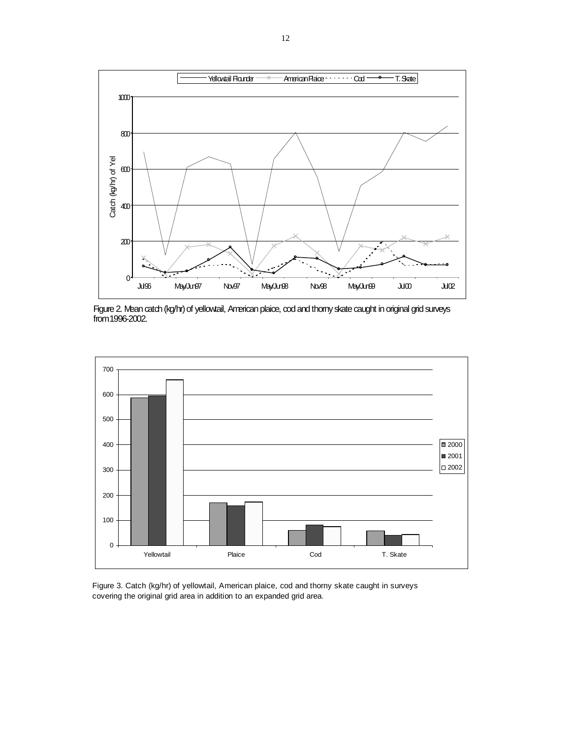Figure 2. Mean catch (kg/hr) of yellowtail, American plaice, cod and thorny skate caught in original grid surveys from 1996-2002.

Figure 3. Catch (kg/hr) of yellowtail, American plaice, cod and thorny skate caught in surveys covering the original grid area in addition to an expanded grid area.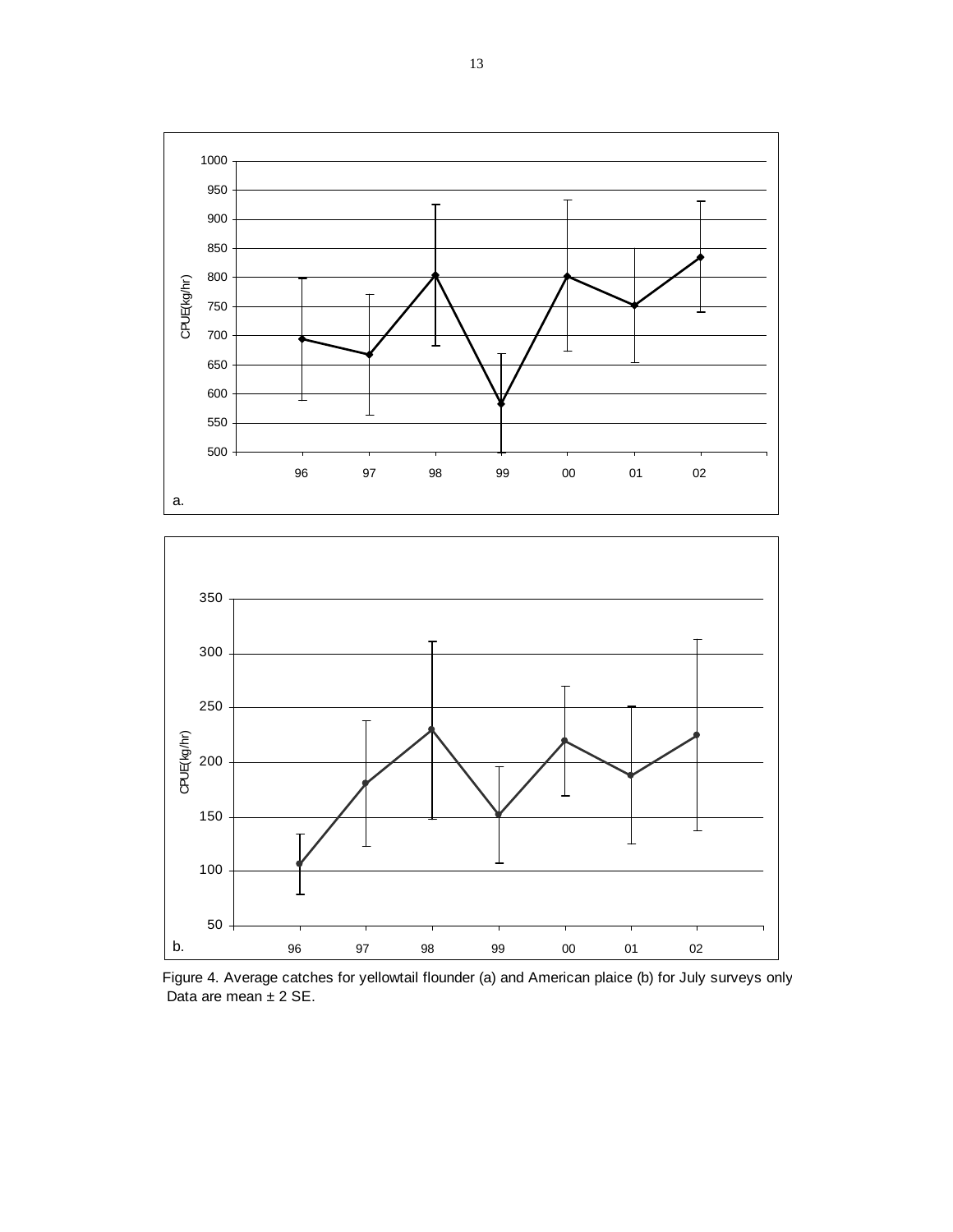Figure 4. Average catches for yellowtail flounder (a) and American plaice (b) for July surveys only Data are mean ± 2 SE.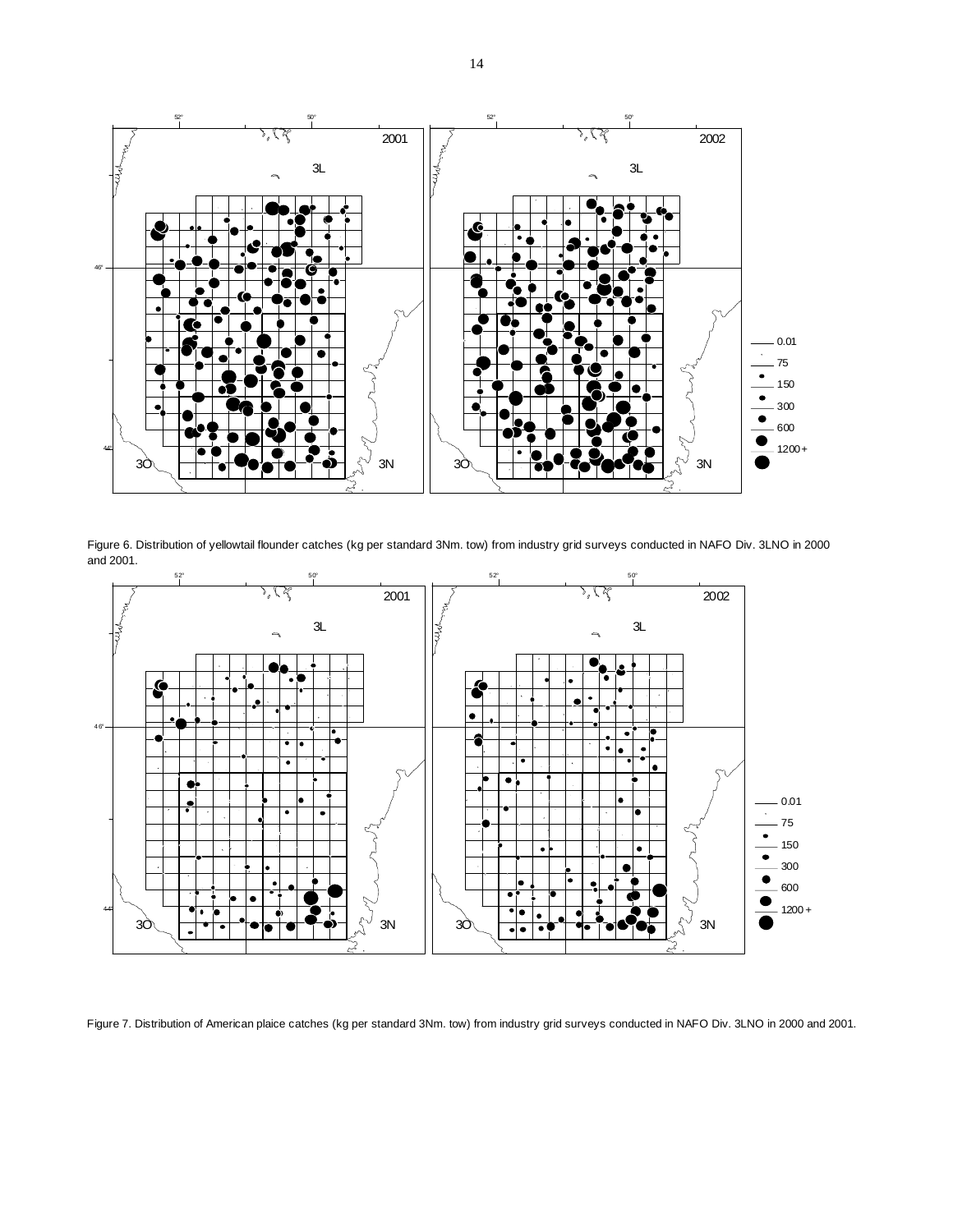Figure 6. Distribution of yellowtail flounder catches (kg per standard 3Nm. tow) from industry grid surveys conducted in NAFO Div. 3LNO in 2000 and 2001.

Figure 7. Distribution of American plaice catches (kg per standard 3Nm. tow) from industry grid surveys conducted in NAFO Div. 3LNO in 2000 and 2001.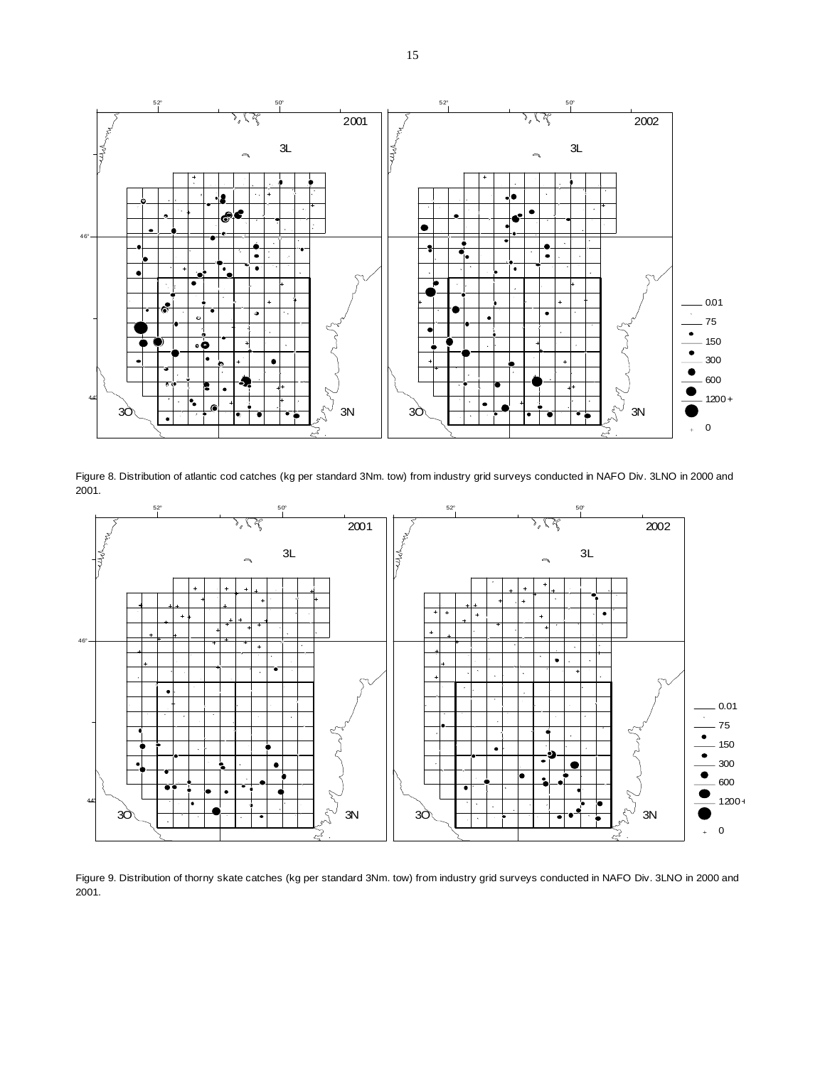Figure 8. Distribution of atlantic cod catches (kg per standard 3Nm. tow) from industry grid surveys conducted in NAFO Div. 3LNO in 2000 and 2001.

Figure 9. Distribution of thorny skate catches (kg per standard 3Nm. tow) from industry grid surveys conducted in NAFO Div. 3LNO in 2000 and 2001.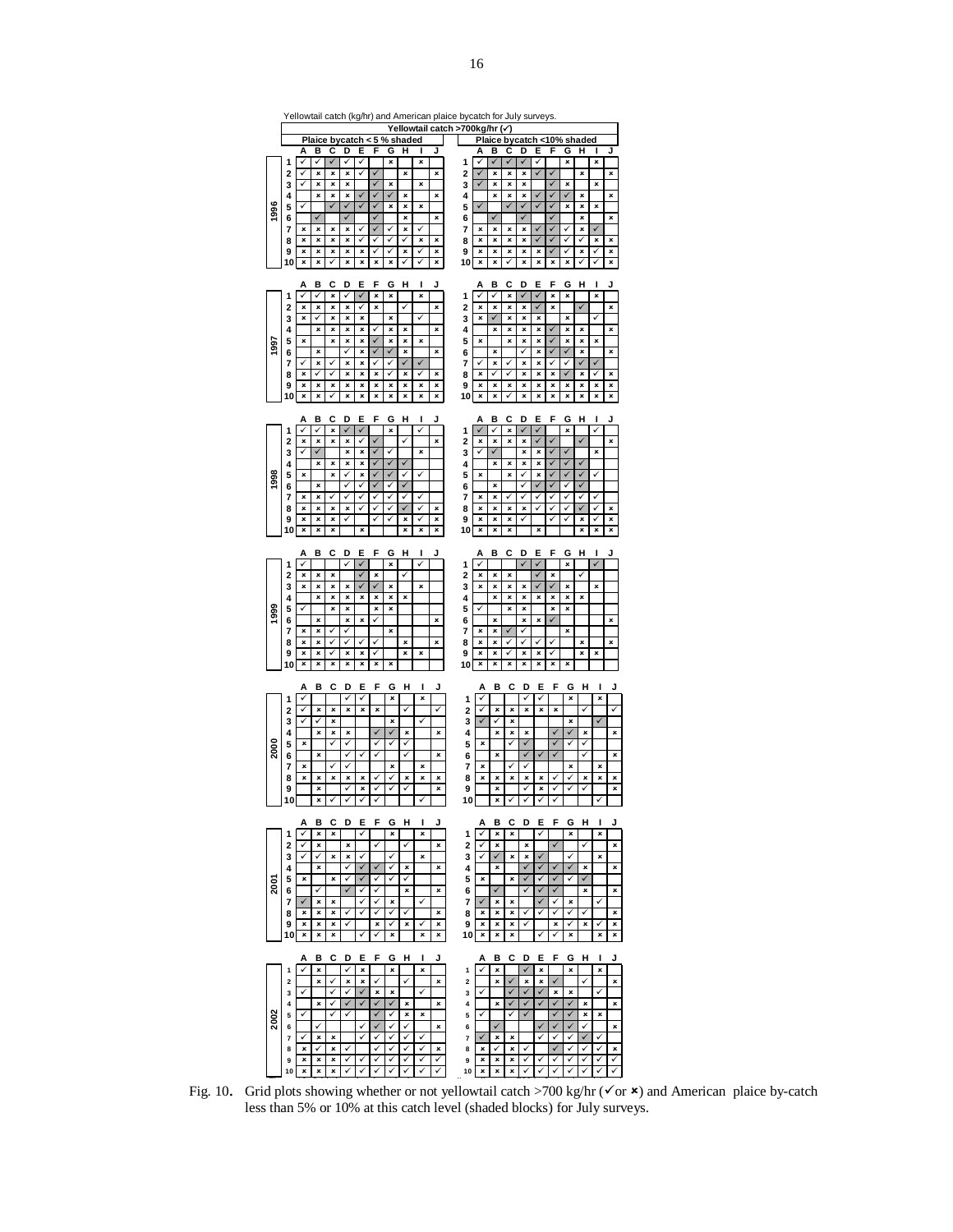Yellowtail catch (kg/hr) and American plaice bycatch for July surveys.

Fig. 10. Grid plots showing whether or not yellowtail catch >700 kg/hr (✓or ✗) and American plaice by-catch less than 5% or 10% at this catch level (shaded blocks) for July surveys.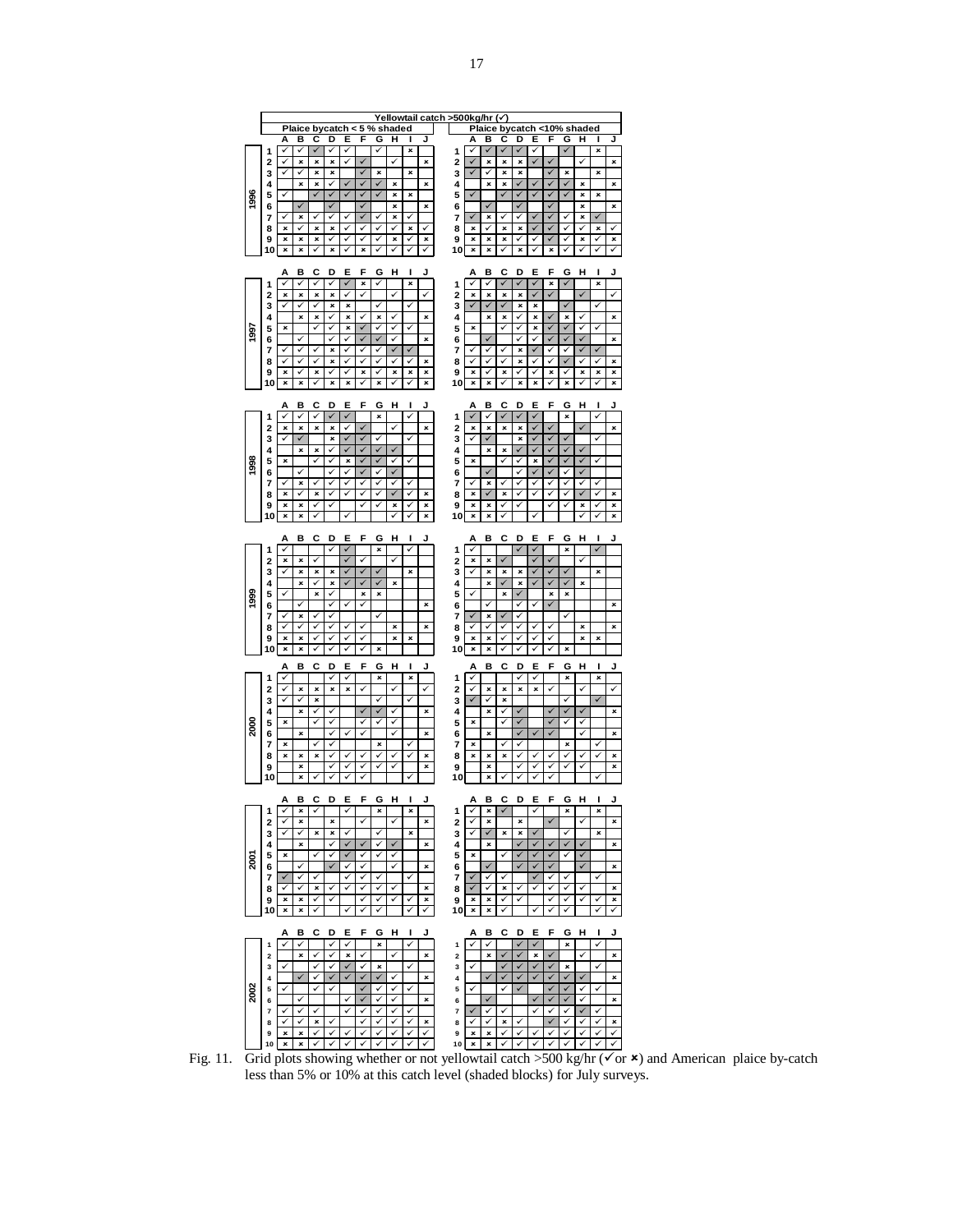Fig. 11. Grid plots showing whether or not yellowtail catch >500 kg/hr (✓or ✗) and American plaice by-catch less than 5% or 10% at this catch level (shaded blocks) for July surveys.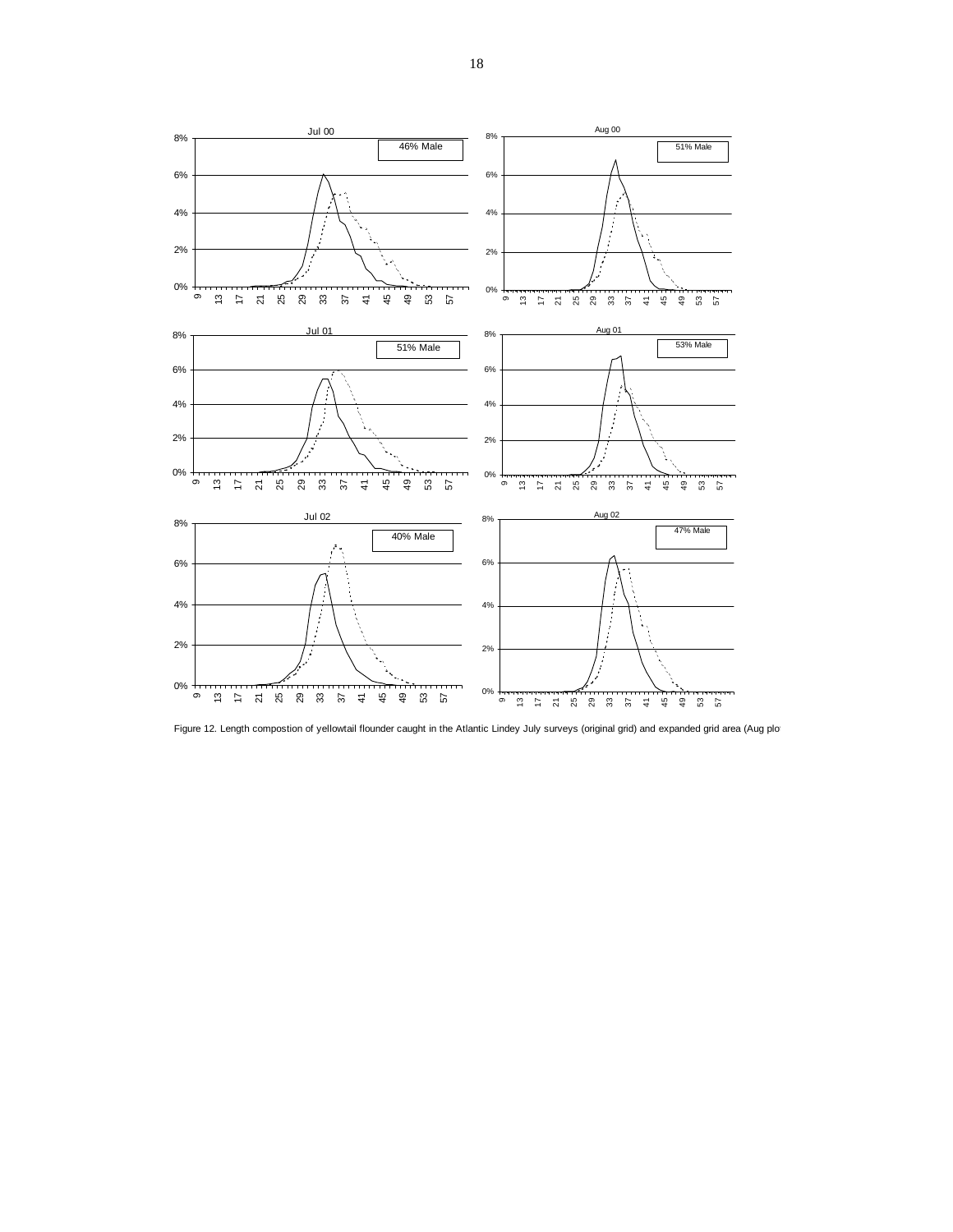Figure 12. Length compostion of yellowtail flounder caught in the Atlantic Lindey July surveys (original grid) and expanded grid area (Aug plo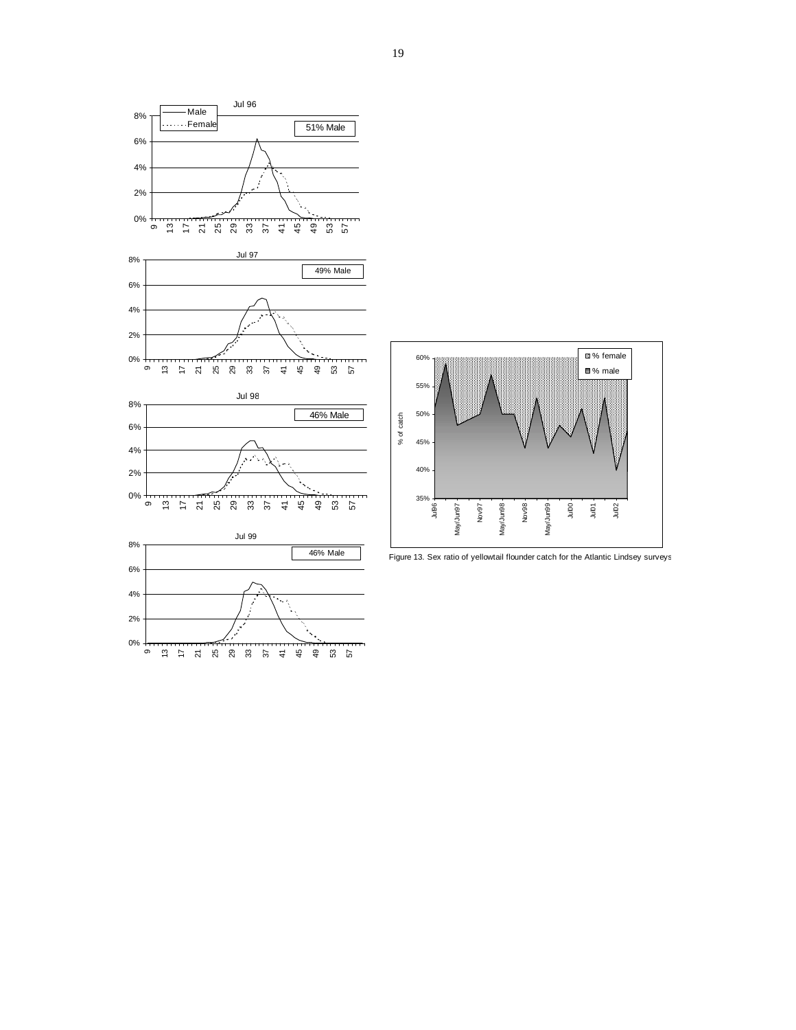Figure 13. Sex ratio of yellowtail flounder catch for the Atlantic Lindsey surveys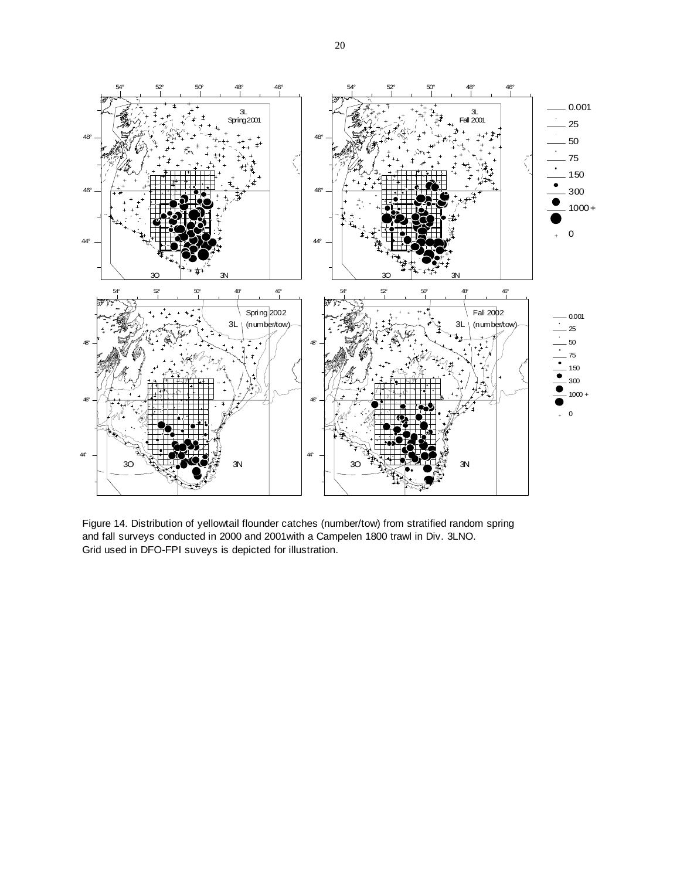54° 52° 50° 48° 46°

3L
Spring 2001

48°
46°
44°

3O 3N

54° 52° 50° 48° 46°

3L
Fall 2001

48°
46°
44°

3O 3N

0.001
25
50
75
150
300
1000+
0

54° 52° 50° 48° 46°

Spring 2002
3L (number/tow)

48°
46°
44°

3O 3N

54° 52° 50° 48° 46°

Fall 2002
3L (number/tow)

48°
46°
44°

3O 3N

0.001
25
50
75
150
300
1000 +
0

Figure 14. Distribution of yellowtail flounder catches (number/tow) from stratified random spring and fall surveys conducted in 2000 and 2001with a Campelen 1800 trawl in Div. 3LNO. Grid used in DFO-FPI suveys is depicted for illustration.